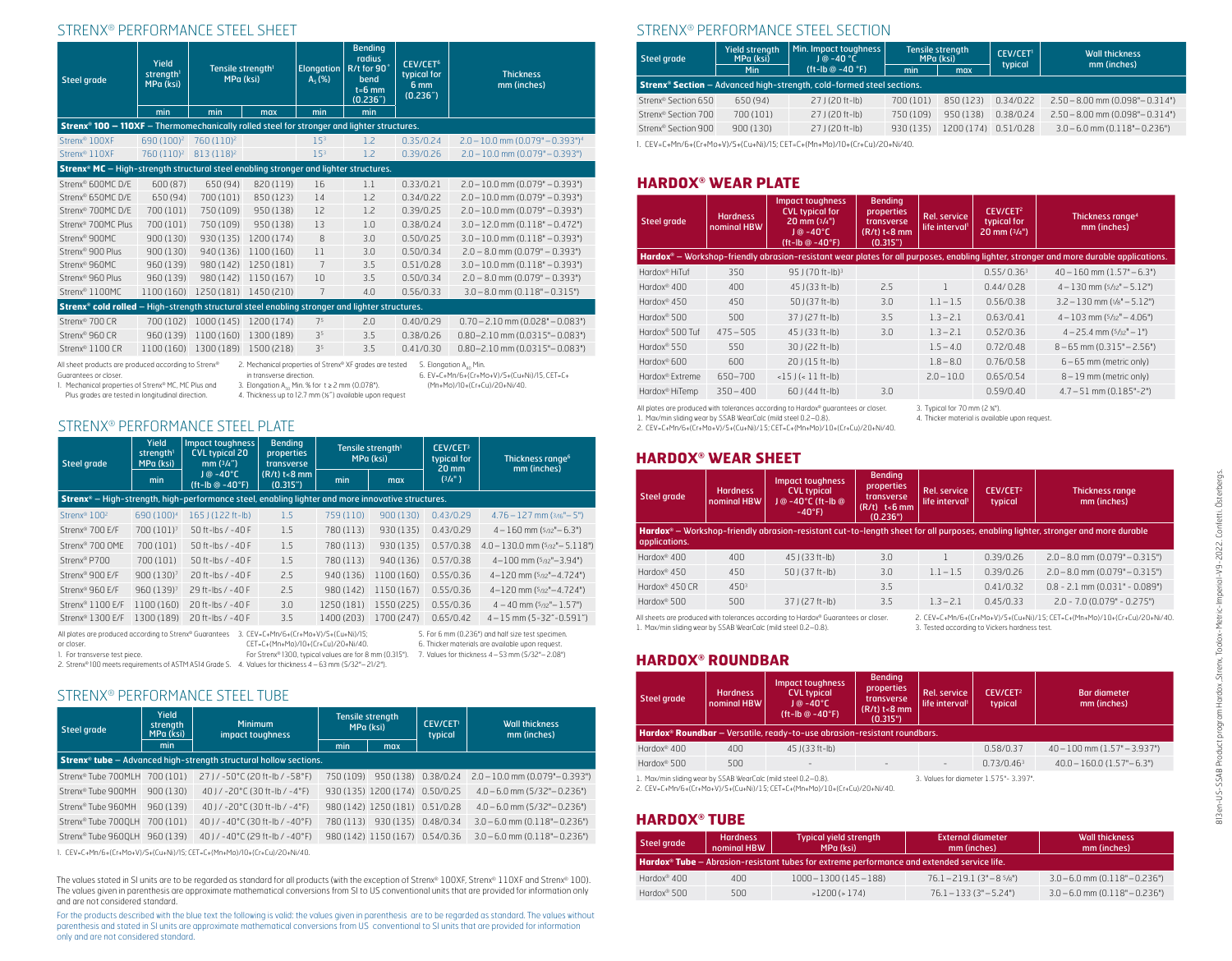## STRENX® PERFORMANCE STEEL SHEET

| Steel grade | Yield strength[1] MPa (ksi) | Tensile strength[1] MPa (ksi) | | Elongation $A_5$ (%) | Bending radius R/t for 90° bend t=6 mm (0.236") | CEV/CET[6] typical for 6 mm (0.236") | Thickness mm (inches) |
|---|---|---|---|---|---|---|---|
| | min | min | max | min | min | | |
| **Strenx® 100 – 110XF** – Thermomechanically rolled steel for stronger and lighter structures. | | | | | | | |
| Strenx® 100XF | 690 (100)[2] | 760 (110)[2] | | 15[3] | 1.2 | 0.35/0.24 | 2.0 – 10.0 mm (0.079" – 0.393")[4] |
| Strenx® 110XF | 760 (110)[2] | 813 (118)[2] | | 15[3] | 1.2 | 0.39/0.26 | 2.0 – 10.0 mm (0.079" – 0.393") |
| **Strenx® MC** – High-strength structural steel enabling stronger and lighter structures. | | | | | | | |
| Strenx® 600MC D/E | 600 (87) | 650 (94) | 820 (119) | 16 | 1.1 | 0.33/0.21 | 2.0 – 10.0 mm (0.079" – 0.393") |
| Strenx® 650MC D/E | 650 (94) | 700 (101) | 850 (123) | 14 | 1.2 | 0.34/0.22 | 2.0 – 10.0 mm (0.079" – 0.393") |
| Strenx® 700MC D/E | 700 (101) | 750 (109) | 950 (138) | 12 | 1.2 | 0.39/0.25 | 2.0 – 10.0 mm (0.079" – 0.393") |
| Strenx® 700MC Plus | 700 (101) | 750 (109) | 950 (138) | 13 | 1.0 | 0.38/0.24 | 3.0 – 12.0 mm (0.118" – 0.472") |
| Strenx® 900MC | 900 (130) | 930 (135) | 1200 (174) | 8 | 3.0 | 0.50/0.25 | 3.0 – 10.0 mm (0.118" – 0.393") |
| Strenx® 900 Plus | 900 (130) | 940 (136) | 1100 (160) | 11 | 3.0 | 0.50/0.34 | 2.0 – 8.0 mm (0.079" – 0.393") |
| Strenx® 960MC | 960 (139) | 980 (142) | 1250 (181) | 7 | 3.5 | 0.51/0.28 | 3.0 – 10.0 mm (0.118" – 0.393") |
| Strenx® 960 Plus | 960 (139) | 980 (142) | 1150 (167) | 10 | 3.5 | 0.50/0.34 | 2.0 – 8.0 mm (0.079" – 0.393") |
| Strenx® 1100MC | 1100 (160) | 1250 (181) | 1450 (210) | 7 | 4.0 | 0.56/0.33 | 3.0 – 8.0 mm (0.118" – 0.315") |
| **Strenx® cold rolled** – High-strength structural steel enabling stronger and lighter structures. | | | | | | | |
| Strenx® 700 CR | 700 (102) | 1000 (145) | 1200 (174) | 7[5] | 2.0 | 0.40/0.29 | 0.70 – 2.10 mm (0.028" – 0.083") |
| Strenx® 960 CR | 960 (139) | 1100 (160) | 1300 (189) | 3[5] | 3.5 | 0.38/0.26 | 0.80 – 2.10 mm (0.0315" – 0.083") |
| Strenx® 1100 CR | 1100 (160) | 1300 (189) | 1500 (218) | 3[5] | 3.5 | 0.41/0.30 | 0.80 – 2.10 mm (0.0315" – 0.083") |

All sheet products are produced according to Strenx® Guarantees or closer.
1. Mechanical properties of Strenx® MC, MC Plus and Plus grades are tested in longitudinal direction.
2. Mechanical properties of Strenx® XF grades are tested in transverse direction.
3. Elongation $A_{80}$ Min. % for t ≥ 2 mm (0.078").
4. Thickness up to 12.7 mm (½") available upon request
5. Elongation $A_{80}$ Min.
6. EV=C+Mn/6+(Cr+Mo+V)/5+(Cu+Ni)/15, CET=C+(Mn+Mo)/10+(Cr+Cu)/20+Ni/40.

## STRENX® PERFORMANCE STEEL PLATE

| Steel grade | Yield strength[1] MPa (ksi) | Impact toughness CVL typical 20 mm (3/4") J @ -40°C (ft-lb @ -40°F) | Bending properties transverse (R/t) t<8 mm (0.315") | Tensile strength[1] MPa (ksi) | | CEV/CET[3] typical for 20 mm (3/4") | Thickness range[6] mm (inches) |
|---|---|---|---|---|---|---|---|
| | min | | | min | max | | |
| **Strenx®** – High-strength, high-performance steel, enabling lighter and more innovative structures. | | | | | | | |
| Strenx® 100[2] | 690 (100)[4] | 165 J (122 ft-lb) | 1.5 | 759 (110) | 900 (130) | 0.43/0.29 | 4.76 – 127 mm (3/16" – 5") |
| Strenx® 700 E/F | 700 (101)[7] | 50 ft-lbs / -40 F | 1.5 | 780 (113) | 930 (135) | 0.43/0.29 | 4 – 160 mm (5/32" – 6.3") |
| Strenx® 700 OME | 700 (101) | 50 ft-lbs / -40 F | 1.5 | 780 (113) | 930 (135) | 0.57/0.38 | 4.0 – 130.0 mm (5/32" – 5.118") |
| Strenx® P700 | 700 (101) | 50 ft-lbs / -40 F | 1.5 | 780 (113) | 940 (136) | 0.57/0.38 | 4 – 100 mm (5/32" – 3.94") |
| Strenx® 900 E/F | 900 (130)[7] | 20 ft-lbs / -40 F | 2.5 | 940 (136) | 1100 (160) | 0.55/0.36 | 4 – 120 mm (5/32" – 4.724") |
| Strenx® 960 E/F | 960 (139)[7] | 29 ft-lbs / -40 F | 2.5 | 980 (142) | 1150 (167) | 0.55/0.36 | 4 – 120 mm (5/32" – 4.724") |
| Strenx® 1100 E/F | 1100 (160) | 20 ft-lbs / -40 F | 3.0 | 1250 (181) | 1550 (225) | 0.55/0.36 | 4 – 40 mm (5/32" – 1.57") |
| Strenx® 1300 E/F | 1300 (189) | 20 ft-lbs / -40 F | 3.5 | 1400 (203) | 1700 (247) | 0.65/0.42 | 4 – 15 mm (5-32" – 0.591") |

All plates are produced according to Strenx® Guarantees or closer.
1. For transverse test piece.
2. Strenx® 100 meets requirements of ASTM A514 Grade S.
3. CEV=C+Mn/6+(Cr+Mo+V)/5+(Cu+Ni)/15; CET=C+(Mn+Mo)/10+(Cr+Cu)/20+Ni/40. For Strenx® 1300, typical values are for 8 mm (0.315").
4. Values for thickness 4 – 63 mm (5/32" – 2½").
5. For 6 mm (0.236") and half size test specimen.
6. Thicker materials are available upon request.
7. Values for thickness 4 – 53 mm (5/32" – 2.08")

## STRENX® PERFORMANCE STEEL TUBE

| Steel grade | Yield strength MPa (ksi) | Minimum impact toughness | Tensile strength MPa (ksi) | | CEV/CET[1] typical | Wall thickness mm (inches) |
|---|---|---|---|---|---|---|
| | min | | min | max | | |
| **Strenx® tube** – Advanced high-strength structural hollow sections. | | | | | | |
| Strenx® Tube 700MLH | 700 (101) | 27 J / -50°C (20 ft-lb / -58°F) | 750 (109) | 950 (138) | 0.38/0.24 | 2.0 – 10.0 mm (0.079" – 0.393") |
| Strenx® Tube 900MH | 900 (130) | 40 J / -20°C (30 ft-lb / -4°F) | 930 (135) | 1200 (174) | 0.50/0.25 | 4.0 – 6.0 mm (5/32" – 0.236") |
| Strenx® Tube 960MH | 960 (139) | 40 J / -20°C (30 ft-lb / -4°F) | 980 (142) | 1250 (181) | 0.51/0.28 | 4.0 – 6.0 mm (5/32" – 0.236") |
| Strenx® Tube 700QLH | 700 (101) | 40 J / -40°C (30 ft-lb / -40°F) | 780 (113) | 930 (135) | 0.48/0.34 | 3.0 – 6.0 mm (0.118" – 0.236") |
| Strenx® Tube 960QLH | 960 (139) | 40 J / -40°C (29 ft-lb / -40°F) | 980 (142) | 1150 (167) | 0.54/0.36 | 3.0 – 6.0 mm (0.118" – 0.236") |

1. CEV=C+Mn/6+(Cr+Mo+V)/5+(Cu+Ni)/15; CET=C+(Mn+Mo)/10+(Cr+Cu)/20+Ni/40.

The values stated in SI units are to be regarded as standard for all products (with the exception of Strenx® 100XF, Strenx® 110XF and Strenx® 100). The values given in parenthesis are approximate mathematical conversions from SI to US conventional units that are provided for information only and are not considered standard.

For the products described with the blue text the following is valid: the values given in parenthesis are to be regarded as standard. The values without parenthesis and stated in SI units are approximate mathematical conversions from US conventional to SI units that are provided for information only and are not considered standard.

## STRENX® PERFORMANCE STEEL SECTION

| Steel grade | Yield strength MPa (ksi) | Min. Impact toughness J @ -40 °C (ft-lb @ -40 °F) | Tensile strength MPa (ksi) | | CEV/CET[1] typical | Wall thickness mm (inches) |
|---|---|---|---|---|---|---|
| | Min | | min | max | | |
| **Strenx® Section** – Advanced high-strength, cold-formed steel sections. | | | | | | |
| Strenx® Section 650 | 650 (94) | 27 J (20 ft-lb) | 700 (101) | 850 (123) | 0.34/0.22 | 2.50 – 8.00 mm (0.098" – 0.314") |
| Strenx® Section 700 | 700 (101) | 27 J (20 ft-lb) | 750 (109) | 950 (138) | 0.38/0.24 | 2.50 – 8.00 mm (0.098" – 0.314") |
| Strenx® Section 900 | 900 (130) | 27 J (20 ft-lb) | 930 (135) | 1200 (174) | 0.51/0.28 | 3.0 – 6.0 mm (0.118" – 0.236") |

1. CEV=C+Mn/6+(Cr+Mo+V)/5+(Cu+Ni)/15; CET=C+(Mn+Mo)/10+(Cr+Cu)/20+Ni/40.

## HARDOX® WEAR PLATE

| Steel grade | Hardness nominal HBW | Impact toughness CVL typical for 20 mm (3/4") J @ -40°C (ft-lb @ -40°F) | Bending properties transverse (R/t) t<8 mm (0.315") | Rel. service life interval[1] | CEV/CET[2] typical for 20 mm (3/4") | Thickness range[4] mm (inches) |
|---|---|---|---|---|---|---|
| **Hardox®** – Workshop-friendly abrasion-resistant wear plates for all purposes, enabling lighter, stronger and more durable applications. | | | | | | |
| Hardox® HiTuf | 350 | 95 J (70 ft-lb)[3] | | | 0.55/ 0.36[3] | 40 – 160 mm (1.57" – 6.3") |
| Hardox® 400 | 400 | 45 J (33 ft-lb) | 2.5 | 1 | 0.44/ 0.28 | 4 – 130 mm (5/32" – 5.12") |
| Hardox® 450 | 450 | 50 J (37 ft-lb) | 3.0 | 1.1 – 1.5 | 0.56/0.38 | 3.2 – 130 mm (1/8" – 5.12") |
| Hardox® 500 | 500 | 37 J (27 ft-lb) | 3.5 | 1.3 – 2.1 | 0.63/0.41 | 4 – 103 mm (5/32" – 4.06") |
| Hardox® 500 Tuf | 475 – 505 | 45 J (33 ft-lb) | 3.0 | 1.3 – 2.1 | 0.52/0.36 | 4 – 25.4 mm (5/32" – 1") |
| Hardox® 550 | 550 | 30 J (22 ft-lb) | | 1.5 – 4.0 | 0.72/0.48 | 8 – 65 mm (0.315" – 2.56") |
| Hardox® 600 | 600 | 20 J (15 ft-lb) | | 1.8 – 8.0 | 0.76/0.58 | 6 – 65 mm (metric only) |
| Hardox® Extreme | 650 – 700 | <15 J (< 11 ft-lb) | | 2.0 – 10.0 | 0.65/0.54 | 8 – 19 mm (metric only) |
| Hardox® HiTemp | 350 – 400 | 60 J (44 ft-lb) | 3.0 | | 0.59/0.40 | 4.7 – 51 mm (0.185" – 2") |

All plates are produced with tolerances according to Hardox® guarantees or closer.
1. Max/min sliding wear by SSAB WearCalc (mild steel 0.2 – 0.8).
2. CEV=C+Mn/6+(Cr+Mo+V)/5+(Cu+Ni)/15; CET=C+(Mn+Mo)/10+(Cr+Cu)/20+Ni/40.
3. Typical for 70 mm (2 ¾").
4. Thicker material is available upon request.

## HARDOX® WEAR SHEET

| Steel grade | Hardness nominal HBW | Impact toughness CVL typical J @ -40°C (ft-lb @ -40°F) | Bending properties transverse (R/t) t<6 mm (0.236") | Rel. service life interval[1] | CEV/CET[2] typical | Thickness range mm (inches) |
|---|---|---|---|---|---|---|
| **Hardox®** – Workshop-friendly abrasion-resistant cut-to-length sheet for all purposes, enabling lighter, stronger and more durable applications. | | | | | | |
| Hardox® 400 | 400 | 45 J (33 ft-lb) | 3.0 | 1 | 0.39/0.26 | 2.0 – 8.0 mm (0.079" – 0.315") |
| Hardox® 450 | 450 | 50 J (37 ft-lb) | 3.0 | 1.1 – 1.5 | 0.39/0.26 | 2.0 – 8.0 mm (0.079" – 0.315") |
| Hardox® 450 CR | 450[3] | | 3.5 | | 0.41/0.32 | 0.8 - 2.1 mm (0.031" - 0.089") |
| Hardox® 500 | 500 | 37 J (27 ft-lb) | 3.5 | 1.3 – 2.1 | 0.45/0.33 | 2.0 - 7.0 (0.079" - 0.275") |

All sheets are produced with tolerances according to Hardox® Guarantees or closer.
1. Max/min sliding wear by SSAB WearCalc (mild steel 0.2 – 0.8).
2. CEV=C+Mn/6+(Cr+Mo+V)/5+(Cu+Ni)/15; CET=C+(Mn+Mo)/10+(Cr+Cu)/20+Ni/40.
3. Tested according to Vickers hardness test.

## HARDOX® ROUNDBAR

| Steel grade | Hardness nominal HBW | Impact toughness CVL typical J @ -40°C (ft-lb @ -40°F) | Bending properties transverse (R/t) t<8 mm (0.315") | Rel. service life interval[1] | CEV/CET[2] typical | Bar diameter mm (inches) |
|---|---|---|---|---|---|---|
| **Hardox® Roundbar** – Versatile, ready-to-use abrasion-resistant roundbars. | | | | | | |
| Hardox® 400 | 400 | 45 J (33 ft-lb) | | | 0.58/0.37 | 40 – 100 mm (1.57" – 3.937") |
| Hardox® 500 | 500 | - | - | - | 0.73/0.46[3] | 40.0 – 160.0 (1.57" – 6.3") |

1. Max/min sliding wear by SSAB WearCalc (mild steel 0.2 – 0.8).
2. CEV=C+Mn/6+(Cr+Mo+V)/5+(Cu+Ni)/15; CET=C+(Mn+Mo)/10+(Cr+Cu)/20+Ni/40.
3. Values for diameter 1.575" - 3.397".

## HARDOX® TUBE

| Steel grade | Hardness nominal HBW | Typical yield strength MPa (ksi) | External diameter mm (inches) | Wall thickness mm (inches) |
|---|---|---|---|---|
| **Hardox® Tube** – Abrasion-resistant tubes for extreme performance and extended service life. | | | | |
| Hardox® 400 | 400 | 1000 – 1300 (145 – 188) | 76.1 – 219.1 (3" – 8 5/8") | 3.0 – 6.0 mm (0.118" – 0.236") |
| Hardox® 500 | 500 | >1200 (> 174) | 76.1 – 133 (3" – 5.24") | 3.0 – 6.0 mm (0.118" – 0.236") |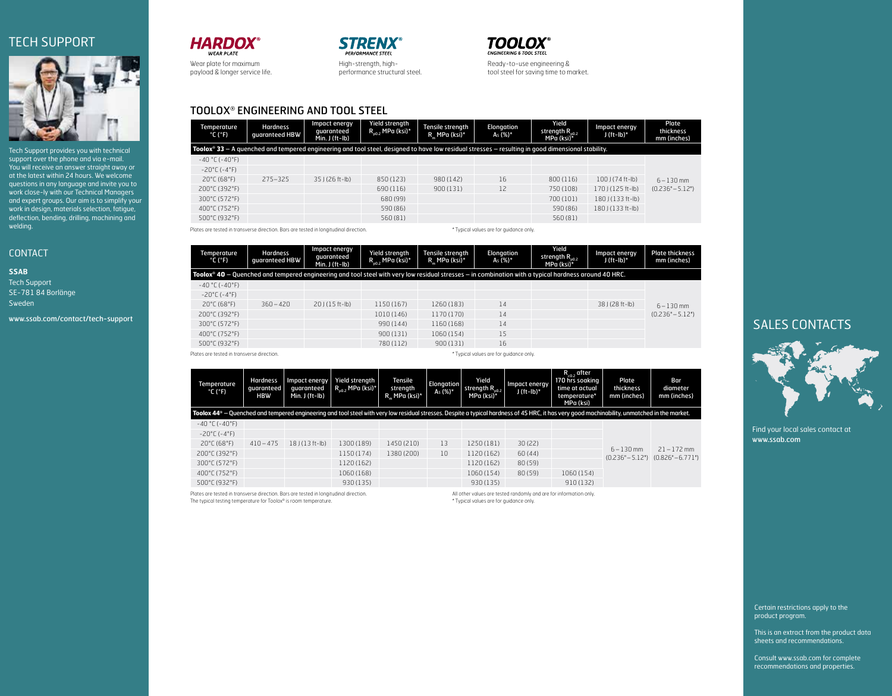## TECH SUPPORT

Tech Support provides you with technical support over the phone and via e-mail. You will receive an answer straight away or at the latest within 24 hours. We welcome questions in any language and invite you to work close-ly with our Technical Managers and expert groups. Our aim is to simplify your work in design, materials selection, fatigue, deflection, bending, drilling, machining and welding.

## CONTACT

**SSAB**
Tech Support
SE-781 84 Borlänge
Sweden

www.ssab.com/contact/tech-support

**HARDOX®** WEAR PLATE
Wear plate for maximum payload & longer service life.

**STRENX®** PERFORMANCE STEEL
High-strength, high-performance structural steel.

**TOOLOX®** ENGINEERING & TOOL STEEL
Ready-to-use engineering & tool steel for saving time to market.

## TOOLOX® ENGINEERING AND TOOL STEEL

**Toolox® 33** – A quenched and tempered engineering and tool steel, designed to have low residual stresses – resulting in good dimensional stability.

| Temperature °C (°F) | Hardness guaranteed HBW | Impact energy guaranteed Min. J (ft-lb) | Yield strength $R_{p0.2}$ MPa (ksi)* | Tensile strength $R_m$ MPa (ksi)* | Elongation $A_5$ (%)* | Yield strength $R_{p0.2}$ MPa (ksi)* | Impact energy J (ft-lb)* | Plate thickness mm (inches) |
|---|---|---|---|---|---|---|---|---|
| -40 °C (-40°F) | | | | | | | | |
| -20°C (-4°F) | | | | | | | | |
| 20°C (68°F) | 275 – 325 | 35 J (26 ft-lb) | 850 (123) | 980 (142) | 16 | 800 (116) | 100 J (74 ft-lb) | 6 – 130 mm (0.236" – 5.12") |
| 200°C (392°F) | | | 690 (116) | 900 (131) | 12 | 750 (108) | 170 J (125 ft-lb) | |
| 300°C (572°F) | | | 680 (99) | | | 700 (101) | 180 J (133 ft-lb) | |
| 400°C (752°F) | | | 590 (86) | | | 590 (86) | 180 J (133 ft-lb) | |
| 500°C (932°F) | | | 560 (81) | | | 560 (81) | | |

Plates are tested in transverse direction. Bars are tested in longitudinal direction.

* Typical values are for guidance only.

**Toolox® 40** – Quenched and tempered engineering and tool steel with very low residual stresses – in combination with a typical hardness around 40 HRC.

| Temperature °C (°F) | Hardness guaranteed HBW | Impact energy guaranteed Min. J (ft-lb) | Yield strength $R_{p0.2}$ MPa (ksi)* | Tensile strength $R_m$ MPa (ksi)* | Elongation $A_5$ (%)* | Yield strength $R_{p0.2}$ MPa (ksi)* | Impact energy J (ft-lb)* | Plate thickness mm (inches) |
|---|---|---|---|---|---|---|---|---|
| -40 °C (-40°F) | | | | | | | | |
| -20°C (-4°F) | | | | | | | | |
| 20°C (68°F) | 360 – 420 | 20 J (15 ft-lb) | 1150 (167) | 1260 (183) | 14 | | 38 J (28 ft-lb) | 6 – 130 mm (0.236" – 5.12") |
| 200°C (392°F) | | | 1010 (146) | 1170 (170) | 14 | | | |
| 300°C (572°F) | | | 990 (144) | 1160 (168) | 14 | | | |
| 400°C (752°F) | | | 900 (131) | 1060 (154) | 15 | | | |
| 500°C (932°F) | | | 780 (112) | 900 (131) | 16 | | | |

Plates are tested in transverse direction.

* Typical values are for guidance only.

**Toolox 44®** – Quenched and tempered engineering and tool steel with very low residual stresses. Despite a typical hardness of 45 HRC, it has very good machinability, unmatched in the market.

| Temperature °C (°F) | Hardness guaranteed HBW | Impact energy guaranteed Min. J (ft-lb) | Yield strength $R_{p0.2}$ MPa (ksi)* | Tensile strength $R_m$ MPa (ksi)* | Elongation $A_5$ (%)* | Yield strength $R_{p0.2}$ MPa (ksi)* | Impact energy J (ft-lb)* | $R_{p0.2}$ after 170 hrs soaking time at actual temperature* MPa (ksi) | Plate thickness mm (inches) | Bar diameter mm (inches) |
|---|---|---|---|---|---|---|---|---|---|---|
| -40 °C (-40°F) | | | | | | | | | | |
| -20°C (-4°F) | | | | | | | | | | |
| 20°C (68°F) | 410 – 475 | 18 J (13 ft-lb) | 1300 (189) | 1450 (210) | 13 | 1250 (181) | 30 (22) | | 6 – 130 mm (0.236" – 5.12") | 21 – 172 mm (0.826" – 6.771") |
| 200°C (392°F) | | | 1150 (174) | 1380 (200) | 10 | 1120 (162) | 60 (44) | | | |
| 300°C (572°F) | | | 1120 (162) | | | 1120 (162) | 80 (59) | | | |
| 400°C (752°F) | | | 1060 (168) | | | 1060 (154) | 80 (59) | 1060 (154) | | |
| 500°C (932°F) | | | 930 (135) | | | 930 (135) | | 910 (132) | | |

Plates are tested in transverse direction. Bars are tested in longitudinal direction.
The typical testing temperature for Toolox® is room temperature.

All other values are tested randomly and are for information only.
* Typical values are for guidance only.

## SALES CONTACTS

Find your local sales contact at **www.ssab.com**

Certain restrictions apply to the product program.

This is an extract from the product data sheets and recommendations.

Consult www.ssab.com for complete recommendations and properties.